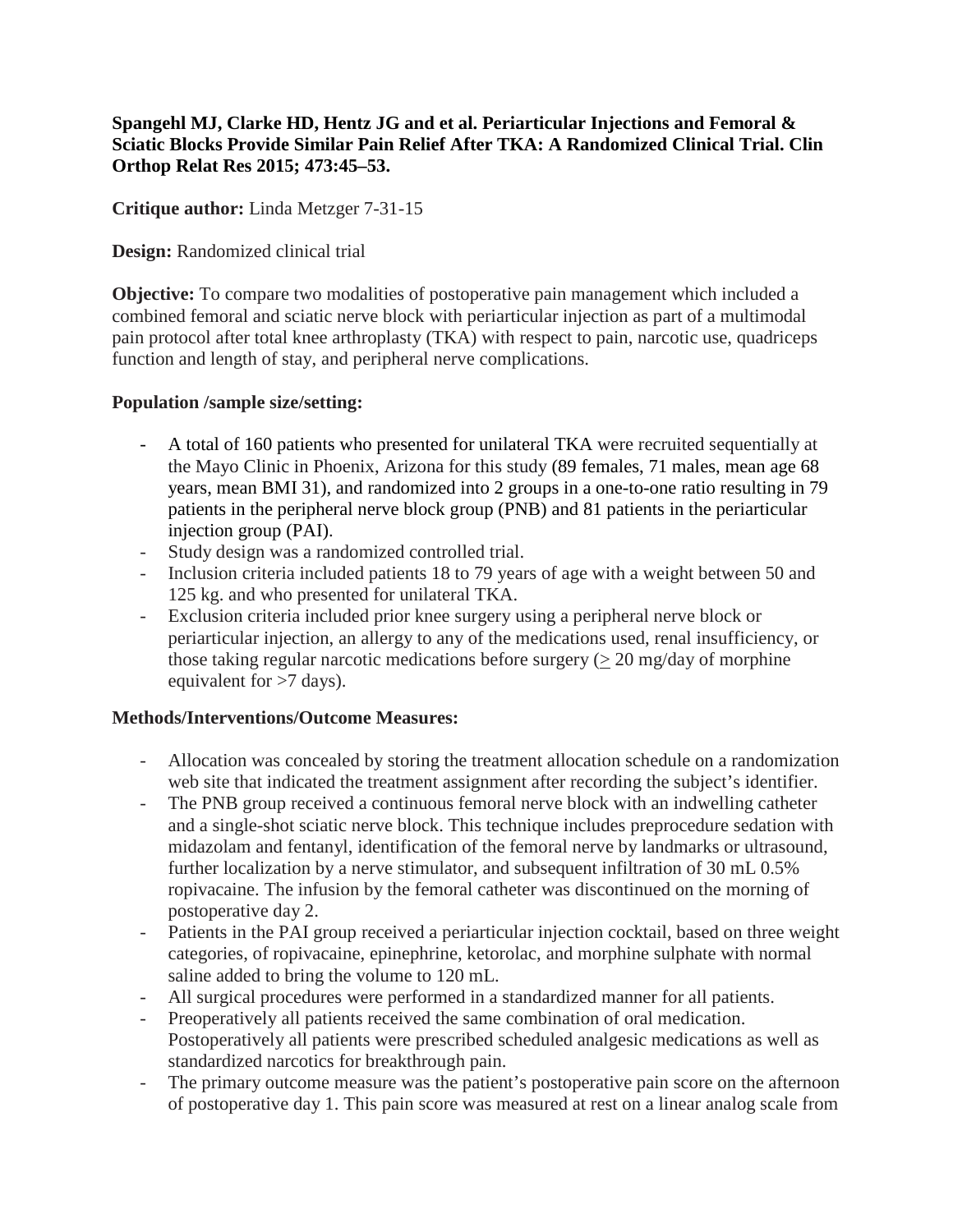**Spangehl MJ, Clarke HD, Hentz JG and et al. Periarticular Injections and Femoral & Sciatic Blocks Provide Similar Pain Relief After TKA: A Randomized Clinical Trial. Clin Orthop Relat Res 2015; 473:45–53.**

**Critique author:** Linda Metzger 7-31-15

**Design:** Randomized clinical trial

**Objective:** To compare two modalities of postoperative pain management which included a combined femoral and sciatic nerve block with periarticular injection as part of a multimodal pain protocol after total knee arthroplasty (TKA) with respect to pain, narcotic use, quadriceps function and length of stay, and peripheral nerve complications.

**Population /sample size/setting:**

- A total of 160 patients who presented for unilateral TKA were recruited sequentially at the Mayo Clinic in Phoenix, Arizona for this study (89 females, 71 males, mean age 68 years, mean BMI 31), and randomized into 2 groups in a one-to-one ratio resulting in 79 patients in the peripheral nerve block group (PNB) and 81 patients in the periarticular injection group (PAI).
- Study design was a randomized controlled trial.
- Inclusion criteria included patients 18 to 79 years of age with a weight between 50 and 125 kg. and who presented for unilateral TKA.
- Exclusion criteria included prior knee surgery using a peripheral nerve block or periarticular injection, an allergy to any of the medications used, renal insufficiency, or those taking regular narcotic medications before surgery (≥ 20 mg/day of morphine equivalent for >7 days).

**Methods/Interventions/Outcome Measures:**

- Allocation was concealed by storing the treatment allocation schedule on a randomization web site that indicated the treatment assignment after recording the subject's identifier.
- The PNB group received a continuous femoral nerve block with an indwelling catheter and a single-shot sciatic nerve block. This technique includes preprocedure sedation with midazolam and fentanyl, identification of the femoral nerve by landmarks or ultrasound, further localization by a nerve stimulator, and subsequent infiltration of 30 mL 0.5% ropivacaine. The infusion by the femoral catheter was discontinued on the morning of postoperative day 2.
- Patients in the PAI group received a periarticular injection cocktail, based on three weight categories, of ropivacaine, epinephrine, ketorolac, and morphine sulphate with normal saline added to bring the volume to 120 mL.
- All surgical procedures were performed in a standardized manner for all patients.
- Preoperatively all patients received the same combination of oral medication. Postoperatively all patients were prescribed scheduled analgesic medications as well as standardized narcotics for breakthrough pain.
- The primary outcome measure was the patient's postoperative pain score on the afternoon of postoperative day 1. This pain score was measured at rest on a linear analog scale from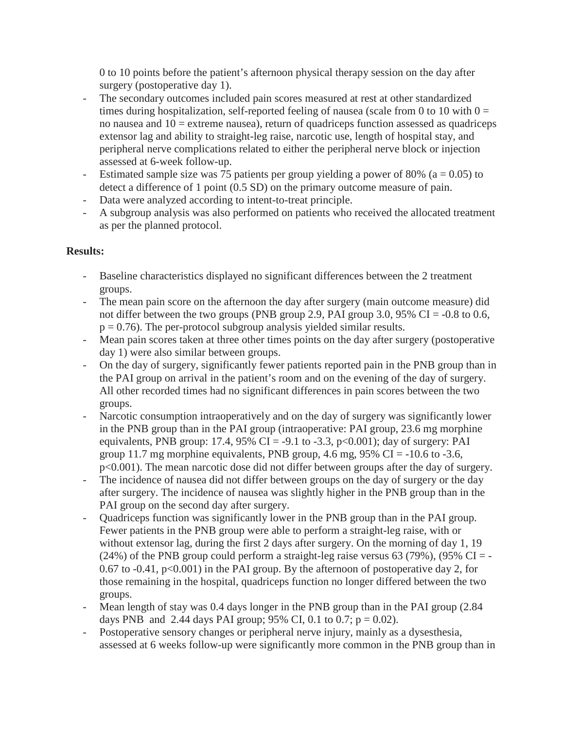0 to 10 points before the patient's afternoon physical therapy session on the day after surgery (postoperative day 1).

- The secondary outcomes included pain scores measured at rest at other standardized times during hospitalization, self-reported feeling of nausea (scale from 0 to 10 with 0 = no nausea and 10 = extreme nausea), return of quadriceps function assessed as quadriceps extensor lag and ability to straight-leg raise, narcotic use, length of hospital stay, and peripheral nerve complications related to either the peripheral nerve block or injection assessed at 6-week follow-up.
- Estimated sample size was 75 patients per group yielding a power of 80% ($a = 0.05$) to detect a difference of 1 point (0.5 SD) on the primary outcome measure of pain.
- Data were analyzed according to intent-to-treat principle.
- A subgroup analysis was also performed on patients who received the allocated treatment as per the planned protocol.

**Results:**

- Baseline characteristics displayed no significant differences between the 2 treatment groups.
- The mean pain score on the afternoon the day after surgery (main outcome measure) did not differ between the two groups (PNB group 2.9, PAI group 3.0, 95% CI = -0.8 to 0.6, $p = 0.76$). The per-protocol subgroup analysis yielded similar results.
- Mean pain scores taken at three other times points on the day after surgery (postoperative day 1) were also similar between groups.
- On the day of surgery, significantly fewer patients reported pain in the PNB group than in the PAI group on arrival in the patient's room and on the evening of the day of surgery. All other recorded times had no significant differences in pain scores between the two groups.
- Narcotic consumption intraoperatively and on the day of surgery was significantly lower in the PNB group than in the PAI group (intraoperative: PAI group, 23.6 mg morphine equivalents, PNB group: 17.4, 95% CI = -9.1 to -3.3, $p<0.001$); day of surgery: PAI group 11.7 mg morphine equivalents, PNB group, 4.6 mg, 95% CI = -10.6 to -3.6, $p<0.001$). The mean narcotic dose did not differ between groups after the day of surgery.
- The incidence of nausea did not differ between groups on the day of surgery or the day after surgery. The incidence of nausea was slightly higher in the PNB group than in the PAI group on the second day after surgery.
- Quadriceps function was significantly lower in the PNB group than in the PAI group. Fewer patients in the PNB group were able to perform a straight-leg raise, with or without extensor lag, during the first 2 days after surgery. On the morning of day 1, 19 (24%) of the PNB group could perform a straight-leg raise versus 63 (79%), (95% CI = -0.67 to -0.41, $p<0.001$) in the PAI group. By the afternoon of postoperative day 2, for those remaining in the hospital, quadriceps function no longer differed between the two groups.
- Mean length of stay was 0.4 days longer in the PNB group than in the PAI group (2.84 days PNB and 2.44 days PAI group; 95% CI, 0.1 to 0.7; $p = 0.02$).
- Postoperative sensory changes or peripheral nerve injury, mainly as a dysesthesia, assessed at 6 weeks follow-up were significantly more common in the PNB group than in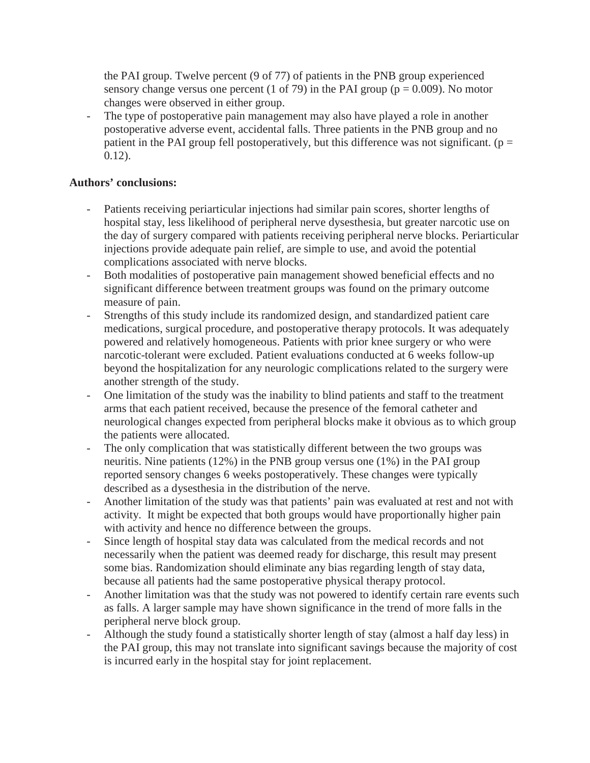the PAI group. Twelve percent (9 of 77) of patients in the PNB group experienced sensory change versus one percent (1 of 79) in the PAI group ($p = 0.009$). No motor changes were observed in either group.

- The type of postoperative pain management may also have played a role in another postoperative adverse event, accidental falls. Three patients in the PNB group and no patient in the PAI group fell postoperatively, but this difference was not significant. ($p = 0.12$).

**Authors' conclusions:**

- Patients receiving periarticular injections had similar pain scores, shorter lengths of hospital stay, less likelihood of peripheral nerve dysesthesia, but greater narcotic use on the day of surgery compared with patients receiving peripheral nerve blocks. Periarticular injections provide adequate pain relief, are simple to use, and avoid the potential complications associated with nerve blocks.
- Both modalities of postoperative pain management showed beneficial effects and no significant difference between treatment groups was found on the primary outcome measure of pain.
- Strengths of this study include its randomized design, and standardized patient care medications, surgical procedure, and postoperative therapy protocols. It was adequately powered and relatively homogeneous. Patients with prior knee surgery or who were narcotic-tolerant were excluded. Patient evaluations conducted at 6 weeks follow-up beyond the hospitalization for any neurologic complications related to the surgery were another strength of the study.
- One limitation of the study was the inability to blind patients and staff to the treatment arms that each patient received, because the presence of the femoral catheter and neurological changes expected from peripheral blocks make it obvious as to which group the patients were allocated.
- The only complication that was statistically different between the two groups was neuritis. Nine patients (12%) in the PNB group versus one (1%) in the PAI group reported sensory changes 6 weeks postoperatively. These changes were typically described as a dysesthesia in the distribution of the nerve.
- Another limitation of the study was that patients' pain was evaluated at rest and not with activity. It might be expected that both groups would have proportionally higher pain with activity and hence no difference between the groups.
- Since length of hospital stay data was calculated from the medical records and not necessarily when the patient was deemed ready for discharge, this result may present some bias. Randomization should eliminate any bias regarding length of stay data, because all patients had the same postoperative physical therapy protocol.
- Another limitation was that the study was not powered to identify certain rare events such as falls. A larger sample may have shown significance in the trend of more falls in the peripheral nerve block group.
- Although the study found a statistically shorter length of stay (almost a half day less) in the PAI group, this may not translate into significant savings because the majority of cost is incurred early in the hospital stay for joint replacement.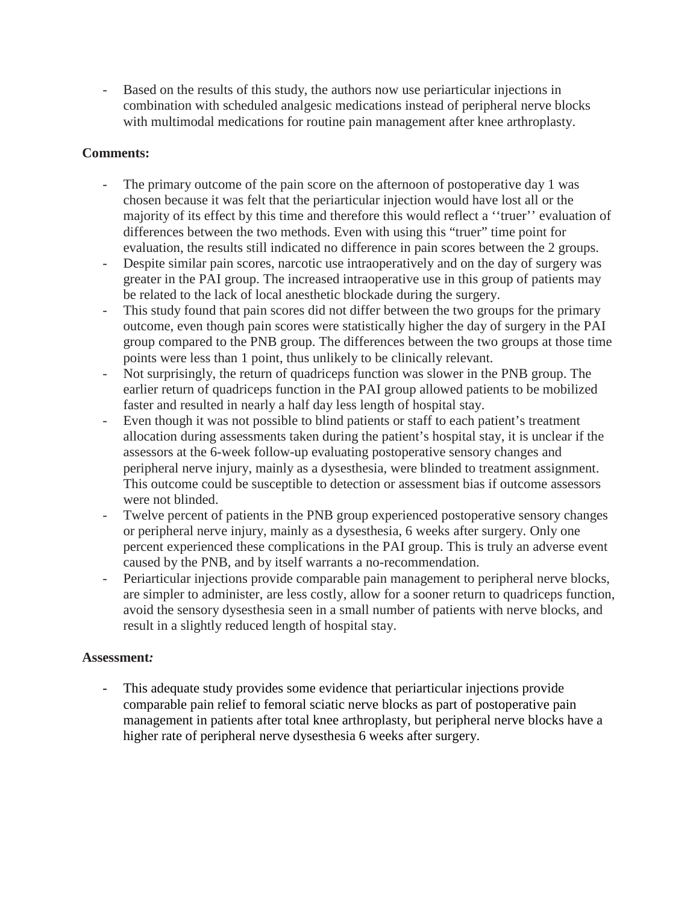- Based on the results of this study, the authors now use periarticular injections in combination with scheduled analgesic medications instead of peripheral nerve blocks with multimodal medications for routine pain management after knee arthroplasty.

**Comments:**

- The primary outcome of the pain score on the afternoon of postoperative day 1 was chosen because it was felt that the periarticular injection would have lost all or the majority of its effect by this time and therefore this would reflect a ‘‘truer’’ evaluation of differences between the two methods. Even with using this “truer” time point for evaluation, the results still indicated no difference in pain scores between the 2 groups.
- Despite similar pain scores, narcotic use intraoperatively and on the day of surgery was greater in the PAI group. The increased intraoperative use in this group of patients may be related to the lack of local anesthetic blockade during the surgery.
- This study found that pain scores did not differ between the two groups for the primary outcome, even though pain scores were statistically higher the day of surgery in the PAI group compared to the PNB group. The differences between the two groups at those time points were less than 1 point, thus unlikely to be clinically relevant.
- Not surprisingly, the return of quadriceps function was slower in the PNB group. The earlier return of quadriceps function in the PAI group allowed patients to be mobilized faster and resulted in nearly a half day less length of hospital stay.
- Even though it was not possible to blind patients or staff to each patient’s treatment allocation during assessments taken during the patient’s hospital stay, it is unclear if the assessors at the 6-week follow-up evaluating postoperative sensory changes and peripheral nerve injury, mainly as a dysesthesia, were blinded to treatment assignment. This outcome could be susceptible to detection or assessment bias if outcome assessors were not blinded.
- Twelve percent of patients in the PNB group experienced postoperative sensory changes or peripheral nerve injury, mainly as a dysesthesia, 6 weeks after surgery. Only one percent experienced these complications in the PAI group. This is truly an adverse event caused by the PNB, and by itself warrants a no-recommendation.
- Periarticular injections provide comparable pain management to peripheral nerve blocks, are simpler to administer, are less costly, allow for a sooner return to quadriceps function, avoid the sensory dysesthesia seen in a small number of patients with nerve blocks, and result in a slightly reduced length of hospital stay.

**Assessment*:***

- This adequate study provides some evidence that periarticular injections provide comparable pain relief to femoral sciatic nerve blocks as part of postoperative pain management in patients after total knee arthroplasty, but peripheral nerve blocks have a higher rate of peripheral nerve dysesthesia 6 weeks after surgery.